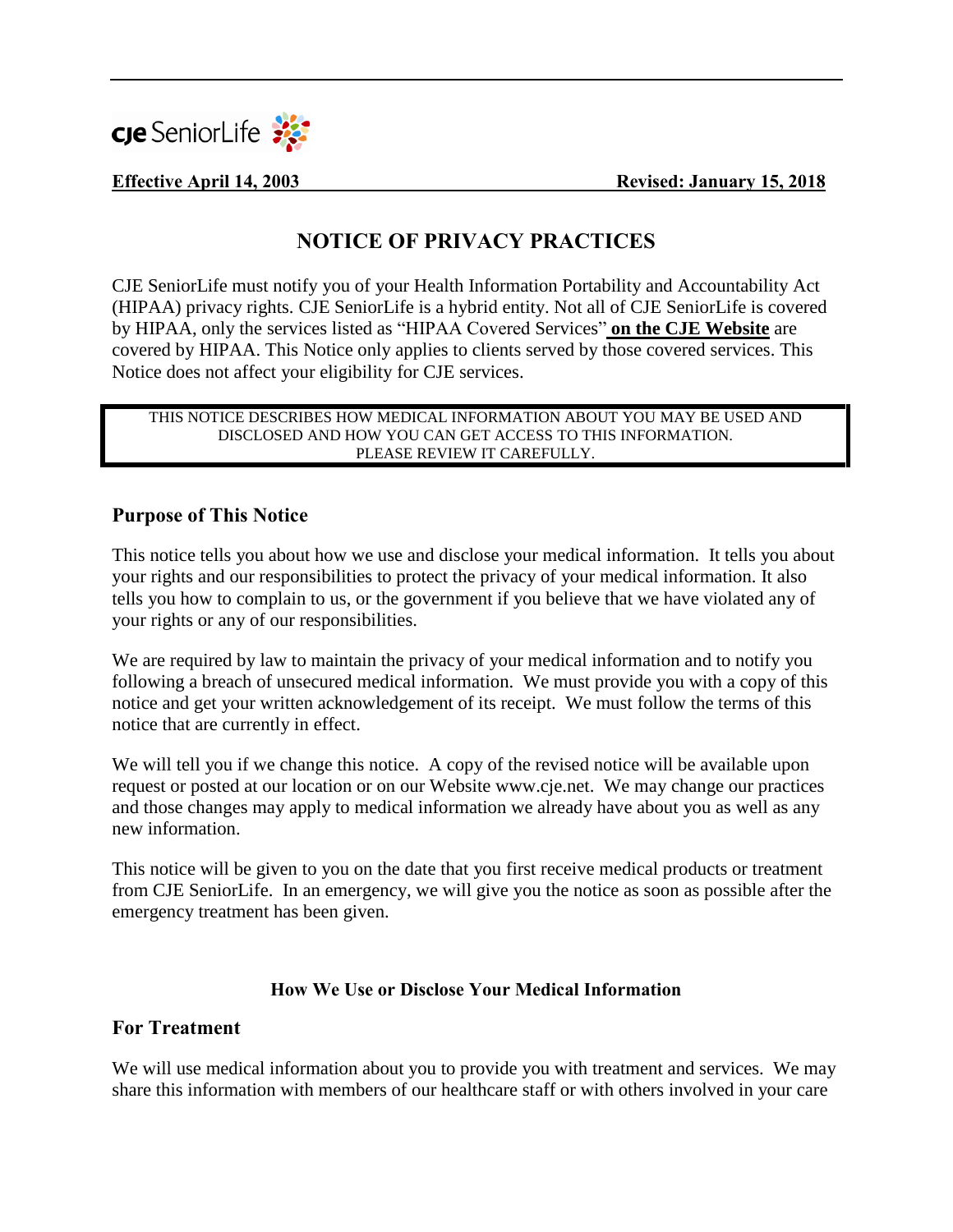cje SeniorLife

**Effective April 14, 2003** **Revised: January 15, 2018**

# NOTICE OF PRIVACY PRACTICES

CJE SeniorLife must notify you of your Health Information Portability and Accountability Act (HIPAA) privacy rights. CJE SeniorLife is a hybrid entity. Not all of CJE SeniorLife is covered by HIPAA, only the services listed as "HIPAA Covered Services" **on the CJE Website** are covered by HIPAA. This Notice only applies to clients served by those covered services. This Notice does not affect your eligibility for CJE services.

THIS NOTICE DESCRIBES HOW MEDICAL INFORMATION ABOUT YOU MAY BE USED AND DISCLOSED AND HOW YOU CAN GET ACCESS TO THIS INFORMATION. PLEASE REVIEW IT CAREFULLY.

## Purpose of This Notice

This notice tells you about how we use and disclose your medical information. It tells you about your rights and our responsibilities to protect the privacy of your medical information. It also tells you how to complain to us, or the government if you believe that we have violated any of your rights or any of our responsibilities.

We are required by law to maintain the privacy of your medical information and to notify you following a breach of unsecured medical information. We must provide you with a copy of this notice and get your written acknowledgement of its receipt. We must follow the terms of this notice that are currently in effect.

We will tell you if we change this notice. A copy of the revised notice will be available upon request or posted at our location or on our Website www.cje.net. We may change our practices and those changes may apply to medical information we already have about you as well as any new information.

This notice will be given to you on the date that you first receive medical products or treatment from CJE SeniorLife. In an emergency, we will give you the notice as soon as possible after the emergency treatment has been given.

### How We Use or Disclose Your Medical Information

## For Treatment

We will use medical information about you to provide you with treatment and services. We may share this information with members of our healthcare staff or with others involved in your care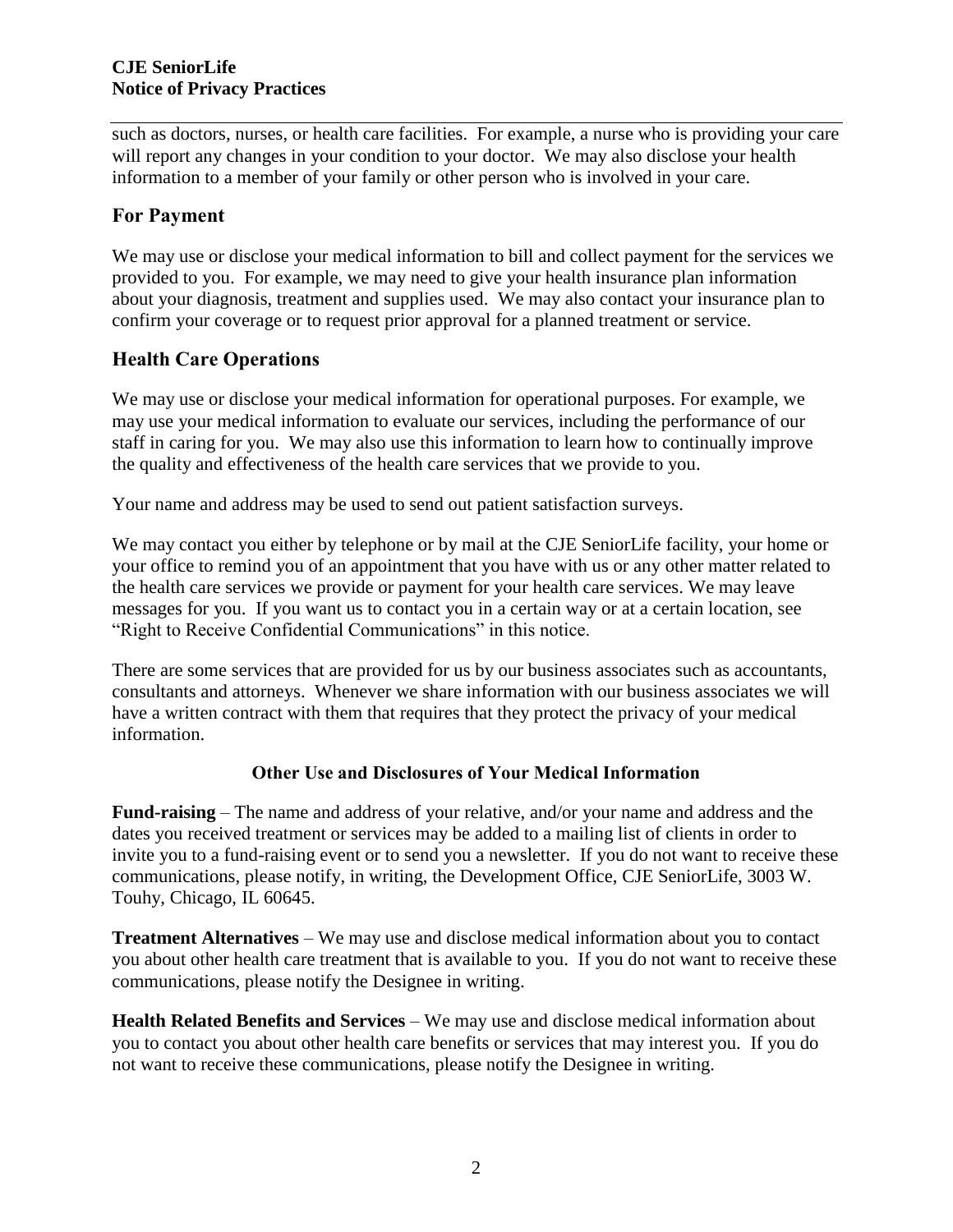such as doctors, nurses, or health care facilities. For example, a nurse who is providing your care will report any changes in your condition to your doctor. We may also disclose your health information to a member of your family or other person who is involved in your care.

## For Payment

We may use or disclose your medical information to bill and collect payment for the services we provided to you. For example, we may need to give your health insurance plan information about your diagnosis, treatment and supplies used. We may also contact your insurance plan to confirm your coverage or to request prior approval for a planned treatment or service.

## Health Care Operations

We may use or disclose your medical information for operational purposes. For example, we may use your medical information to evaluate our services, including the performance of our staff in caring for you. We may also use this information to learn how to continually improve the quality and effectiveness of the health care services that we provide to you.

Your name and address may be used to send out patient satisfaction surveys.

We may contact you either by telephone or by mail at the CJE SeniorLife facility, your home or your office to remind you of an appointment that you have with us or any other matter related to the health care services we provide or payment for your health care services. We may leave messages for you. If you want us to contact you in a certain way or at a certain location, see "Right to Receive Confidential Communications" in this notice.

There are some services that are provided for us by our business associates such as accountants, consultants and attorneys. Whenever we share information with our business associates we will have a written contract with them that requires that they protect the privacy of your medical information.

### Other Use and Disclosures of Your Medical Information

**Fund-raising** – The name and address of your relative, and/or your name and address and the dates you received treatment or services may be added to a mailing list of clients in order to invite you to a fund-raising event or to send you a newsletter. If you do not want to receive these communications, please notify, in writing, the Development Office, CJE SeniorLife, 3003 W. Touhy, Chicago, IL 60645.

**Treatment Alternatives** – We may use and disclose medical information about you to contact you about other health care treatment that is available to you. If you do not want to receive these communications, please notify the Designee in writing.

**Health Related Benefits and Services** – We may use and disclose medical information about you to contact you about other health care benefits or services that may interest you. If you do not want to receive these communications, please notify the Designee in writing.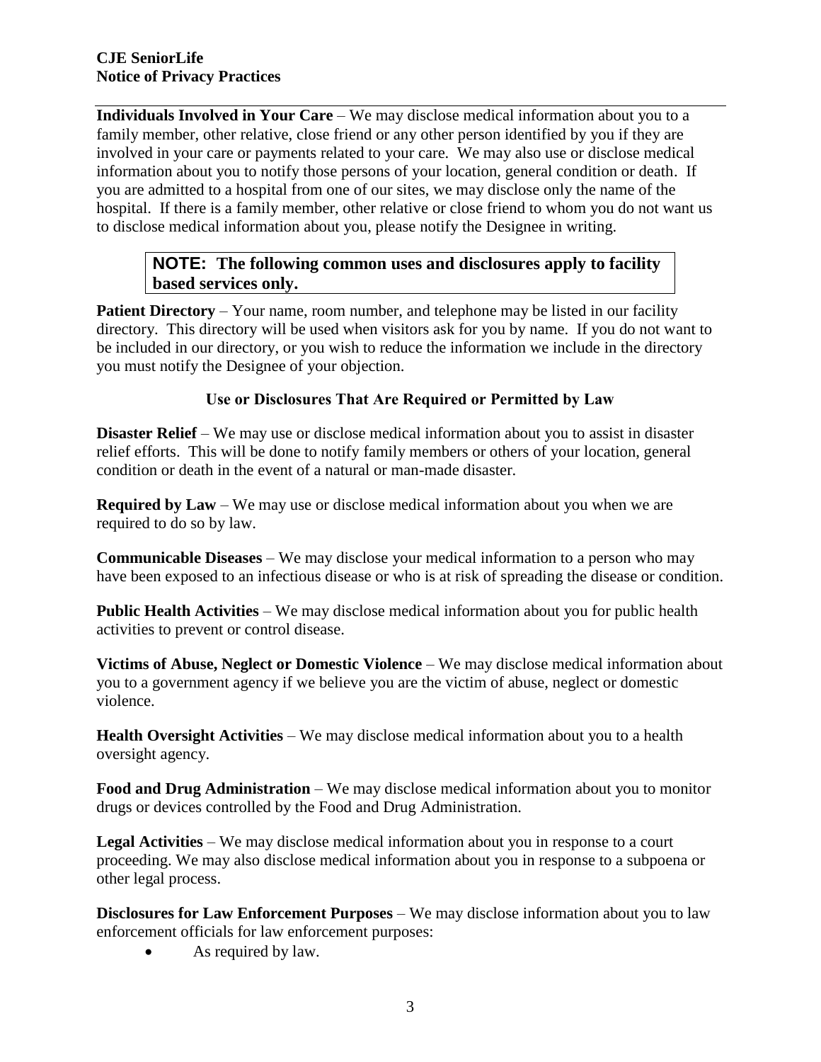**Individuals Involved in Your Care** – We may disclose medical information about you to a family member, other relative, close friend or any other person identified by you if they are involved in your care or payments related to your care. We may also use or disclose medical information about you to notify those persons of your location, general condition or death. If you are admitted to a hospital from one of our sites, we may disclose only the name of the hospital. If there is a family member, other relative or close friend to whom you do not want us to disclose medical information about you, please notify the Designee in writing.

> **NOTE: The following common uses and disclosures apply to facility based services only.**

**Patient Directory** – Your name, room number, and telephone may be listed in our facility directory. This directory will be used when visitors ask for you by name. If you do not want to be included in our directory, or you wish to reduce the information we include in the directory you must notify the Designee of your objection.

### Use or Disclosures That Are Required or Permitted by Law

**Disaster Relief** – We may use or disclose medical information about you to assist in disaster relief efforts. This will be done to notify family members or others of your location, general condition or death in the event of a natural or man-made disaster.

**Required by Law** – We may use or disclose medical information about you when we are required to do so by law.

**Communicable Diseases** – We may disclose your medical information to a person who may have been exposed to an infectious disease or who is at risk of spreading the disease or condition.

**Public Health Activities** – We may disclose medical information about you for public health activities to prevent or control disease.

**Victims of Abuse, Neglect or Domestic Violence** – We may disclose medical information about you to a government agency if we believe you are the victim of abuse, neglect or domestic violence.

**Health Oversight Activities** – We may disclose medical information about you to a health oversight agency.

**Food and Drug Administration** – We may disclose medical information about you to monitor drugs or devices controlled by the Food and Drug Administration.

**Legal Activities** – We may disclose medical information about you in response to a court proceeding. We may also disclose medical information about you in response to a subpoena or other legal process.

**Disclosures for Law Enforcement Purposes** – We may disclose information about you to law enforcement officials for law enforcement purposes:

- As required by law.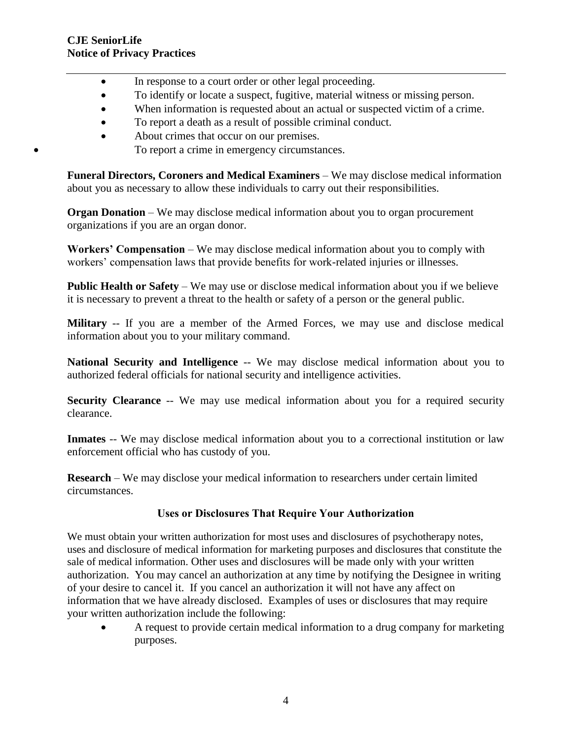- In response to a court order or other legal proceeding.
- To identify or locate a suspect, fugitive, material witness or missing person.
- When information is requested about an actual or suspected victim of a crime.
- To report a death as a result of possible criminal conduct.
- About crimes that occur on our premises.
- To report a crime in emergency circumstances.

**Funeral Directors, Coroners and Medical Examiners** – We may disclose medical information about you as necessary to allow these individuals to carry out their responsibilities.

**Organ Donation** – We may disclose medical information about you to organ procurement organizations if you are an organ donor.

**Workers' Compensation** – We may disclose medical information about you to comply with workers' compensation laws that provide benefits for work-related injuries or illnesses.

**Public Health or Safety** – We may use or disclose medical information about you if we believe it is necessary to prevent a threat to the health or safety of a person or the general public.

**Military** -- If you are a member of the Armed Forces, we may use and disclose medical information about you to your military command.

**National Security and Intelligence** -- We may disclose medical information about you to authorized federal officials for national security and intelligence activities.

**Security Clearance** -- We may use medical information about you for a required security clearance.

**Inmates** -- We may disclose medical information about you to a correctional institution or law enforcement official who has custody of you.

**Research** – We may disclose your medical information to researchers under certain limited circumstances.

## Uses or Disclosures That Require Your Authorization

We must obtain your written authorization for most uses and disclosures of psychotherapy notes, uses and disclosure of medical information for marketing purposes and disclosures that constitute the sale of medical information. Other uses and disclosures will be made only with your written authorization. You may cancel an authorization at any time by notifying the Designee in writing of your desire to cancel it. If you cancel an authorization it will not have any affect on information that we have already disclosed. Examples of uses or disclosures that may require your written authorization include the following:

- A request to provide certain medical information to a drug company for marketing purposes.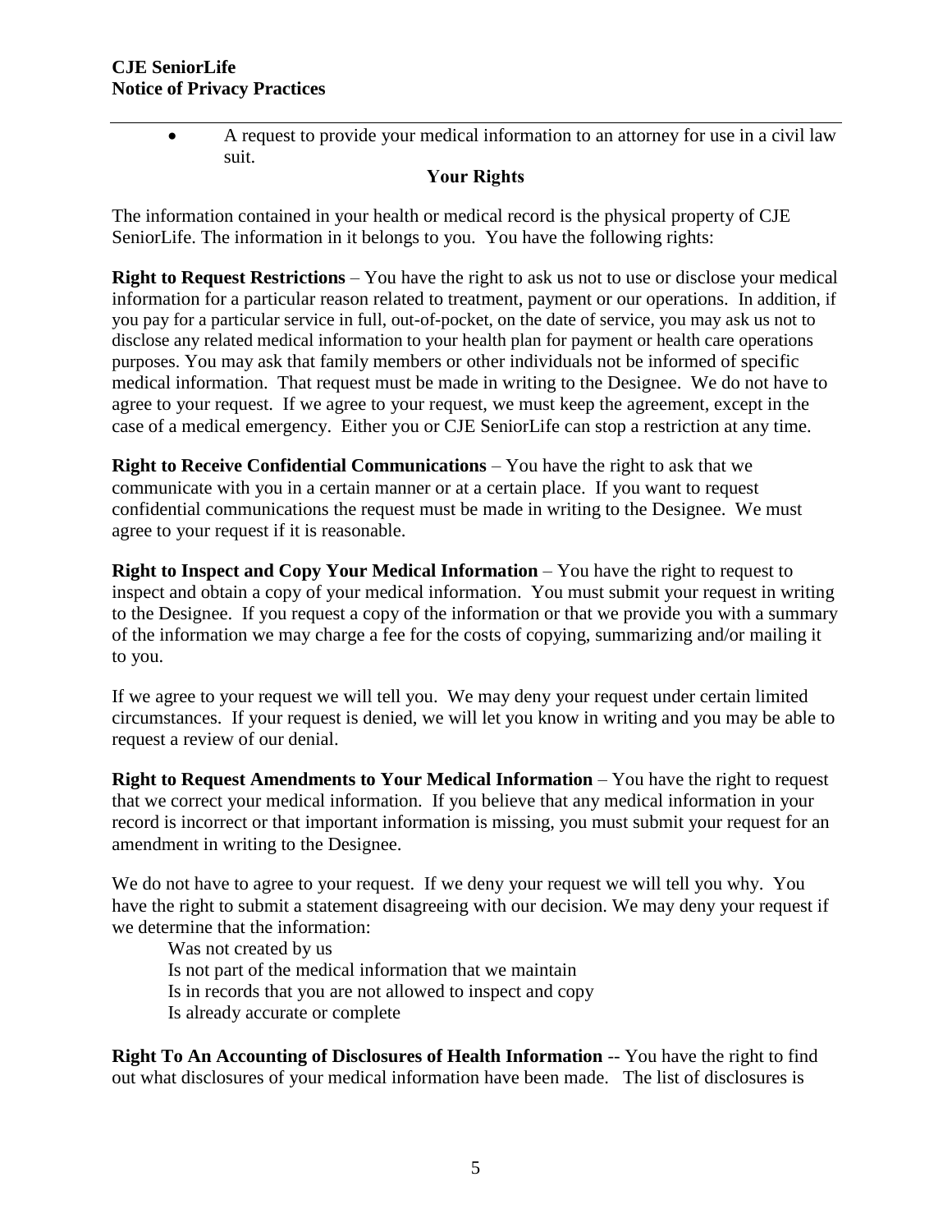- A request to provide your medical information to an attorney for use in a civil law suit.

## Your Rights

The information contained in your health or medical record is the physical property of CJE SeniorLife. The information in it belongs to you. You have the following rights:

**Right to Request Restrictions** – You have the right to ask us not to use or disclose your medical information for a particular reason related to treatment, payment or our operations. In addition, if you pay for a particular service in full, out-of-pocket, on the date of service, you may ask us not to disclose any related medical information to your health plan for payment or health care operations purposes. You may ask that family members or other individuals not be informed of specific medical information. That request must be made in writing to the Designee. We do not have to agree to your request. If we agree to your request, we must keep the agreement, except in the case of a medical emergency. Either you or CJE SeniorLife can stop a restriction at any time.

**Right to Receive Confidential Communications** – You have the right to ask that we communicate with you in a certain manner or at a certain place. If you want to request confidential communications the request must be made in writing to the Designee. We must agree to your request if it is reasonable.

**Right to Inspect and Copy Your Medical Information** – You have the right to request to inspect and obtain a copy of your medical information. You must submit your request in writing to the Designee. If you request a copy of the information or that we provide you with a summary of the information we may charge a fee for the costs of copying, summarizing and/or mailing it to you.

If we agree to your request we will tell you. We may deny your request under certain limited circumstances. If your request is denied, we will let you know in writing and you may be able to request a review of our denial.

**Right to Request Amendments to Your Medical Information** – You have the right to request that we correct your medical information. If you believe that any medical information in your record is incorrect or that important information is missing, you must submit your request for an amendment in writing to the Designee.

We do not have to agree to your request. If we deny your request we will tell you why. You have the right to submit a statement disagreeing with our decision. We may deny your request if we determine that the information:

Was not created by us
Is not part of the medical information that we maintain
Is in records that you are not allowed to inspect and copy
Is already accurate or complete

**Right To An Accounting of Disclosures of Health Information** -- You have the right to find out what disclosures of your medical information have been made. The list of disclosures is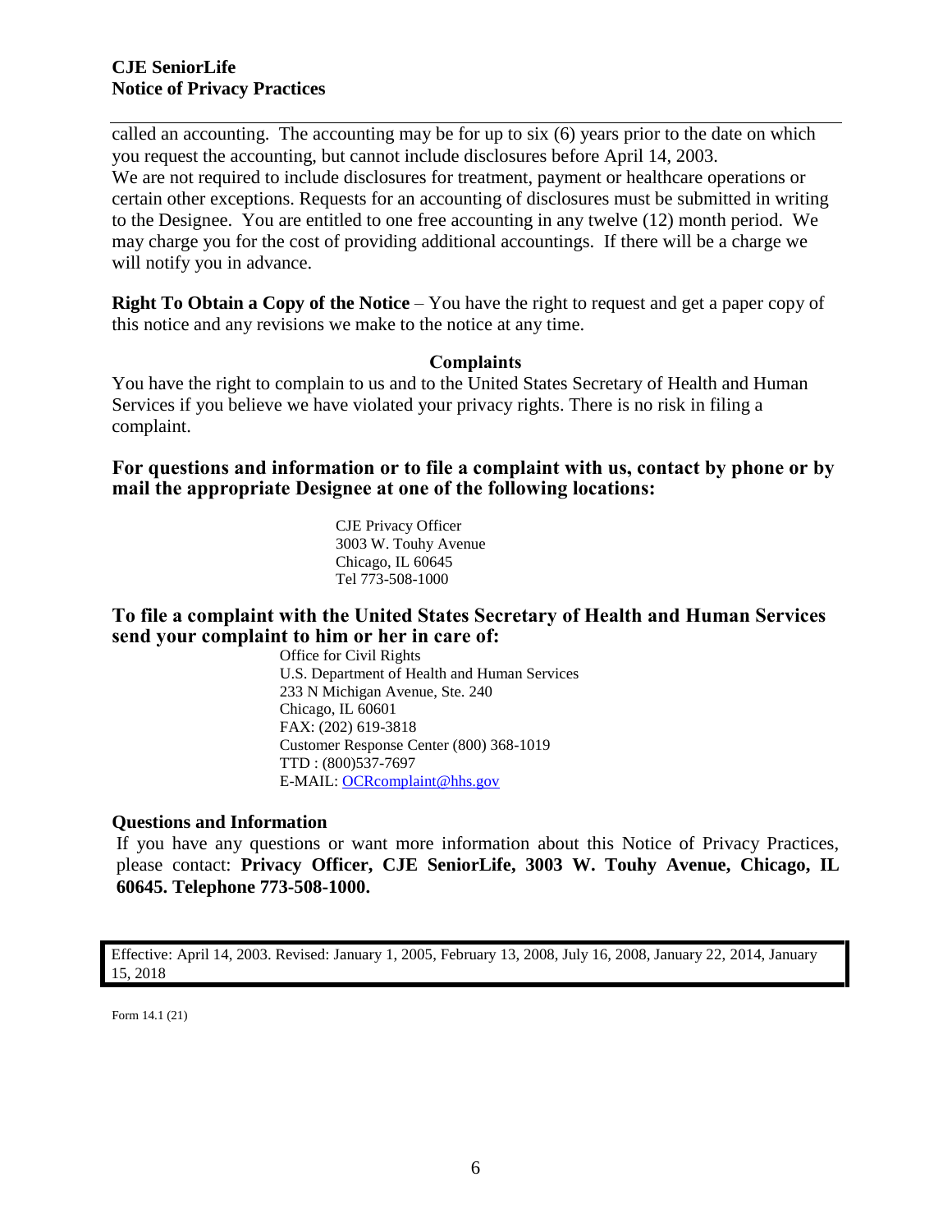called an accounting. The accounting may be for up to six (6) years prior to the date on which you request the accounting, but cannot include disclosures before April 14, 2003. We are not required to include disclosures for treatment, payment or healthcare operations or certain other exceptions. Requests for an accounting of disclosures must be submitted in writing to the Designee. You are entitled to one free accounting in any twelve (12) month period. We may charge you for the cost of providing additional accountings. If there will be a charge we will notify you in advance.

**Right To Obtain a Copy of the Notice** – You have the right to request and get a paper copy of this notice and any revisions we make to the notice at any time.

## Complaints

You have the right to complain to us and to the United States Secretary of Health and Human Services if you believe we have violated your privacy rights. There is no risk in filing a complaint.

### For questions and information or to file a complaint with us, contact by phone or by mail the appropriate Designee at one of the following locations:

CJE Privacy Officer
3003 W. Touhy Avenue
Chicago, IL 60645
Tel 773-508-1000

### To file a complaint with the United States Secretary of Health and Human Services send your complaint to him or her in care of:

Office for Civil Rights
U.S. Department of Health and Human Services
233 N Michigan Avenue, Ste. 240
Chicago, IL 60601
FAX: (202) 619-3818
Customer Response Center (800) 368-1019
TTD : (800)537-7697
E-MAIL: OCRcomplaint@hhs.gov

### Questions and Information

If you have any questions or want more information about this Notice of Privacy Practices, please contact: **Privacy Officer, CJE SeniorLife, 3003 W. Touhy Avenue, Chicago, IL 60645. Telephone 773-508-1000.**

Effective: April 14, 2003. Revised: January 1, 2005, February 13, 2008, July 16, 2008, January 22, 2014, January 15, 2018

Form 14.1 (21)